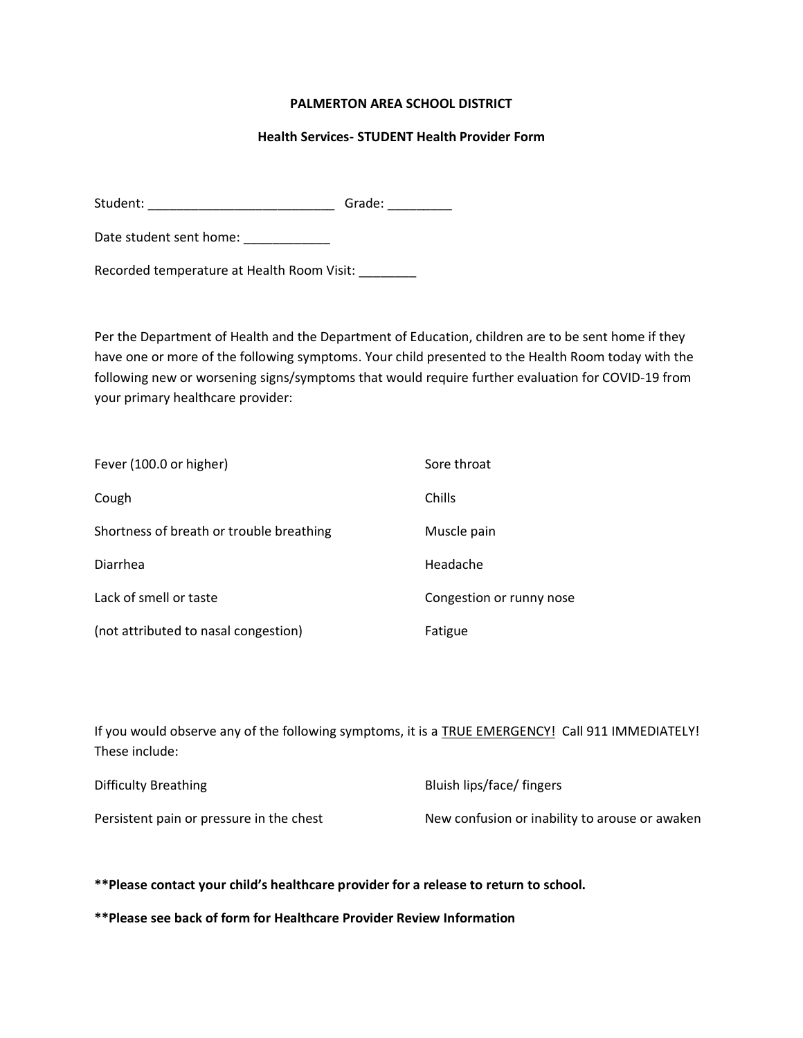# PALMERTON AREA SCHOOL DISTRICT

## Health Services- STUDENT Health Provider Form

Student: __________________________ Grade: _________

Date student sent home: ____________

Recorded temperature at Health Room Visit: ________

Per the Department of Health and the Department of Education, children are to be sent home if they have one or more of the following symptoms. Your child presented to the Health Room today with the following new or worsening signs/symptoms that would require further evaluation for COVID-19 from your primary healthcare provider:

| | |
|---|---|
| Fever (100.0 or higher) | Sore throat |
| Cough | Chills |
| Shortness of breath or trouble breathing | Muscle pain |
| Diarrhea | Headache |
| Lack of smell or taste | Congestion or runny nose |
| (not attributed to nasal congestion) | Fatigue |

If you would observe any of the following symptoms, it is a <u>TRUE EMERGENCY!</u> Call 911 IMMEDIATELY! These include:

| | |
|---|---|
| Difficulty Breathing | Bluish lips/face/ fingers |
| Persistent pain or pressure in the chest | New confusion or inability to arouse or awaken |

**\*\*Please contact your child's healthcare provider for a release to return to school.**

**\*\*Please see back of form for Healthcare Provider Review Information**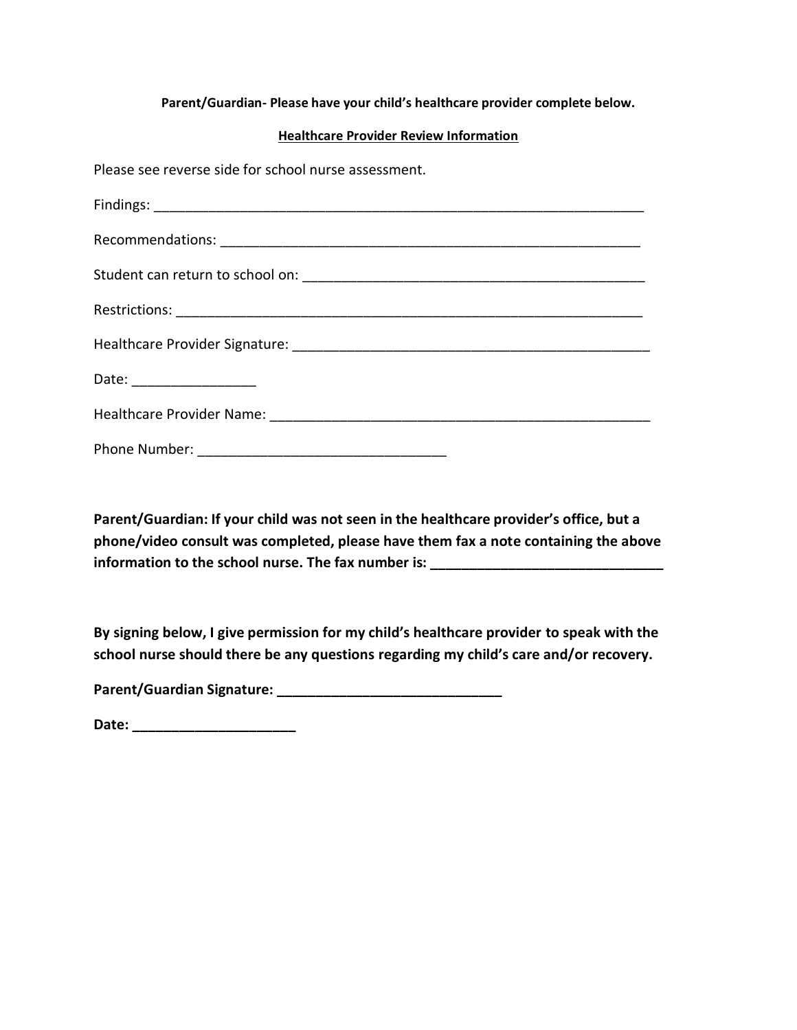**Parent/Guardian- Please have your child's healthcare provider complete below.**

**Healthcare Provider Review Information**

Please see reverse side for school nurse assessment.

Findings: _______________________________________________________________

Recommendations: _____________________________________________________

Student can return to school on: ___________________________________________

Restrictions: __________________________________________________________

Healthcare Provider Signature: _____________________________________________

Date: ________________

Healthcare Provider Name: ________________________________________________

Phone Number: _________________________________

**Parent/Guardian: If your child was not seen in the healthcare provider's office, but a phone/video consult was completed, please have them fax a note containing the above information to the school nurse. The fax number is: ______________________________**

**By signing below, I give permission for my child's healthcare provider to speak with the school nurse should there be any questions regarding my child's care and/or recovery.**

**Parent/Guardian Signature: ______________________________**

**Date: _____________________**